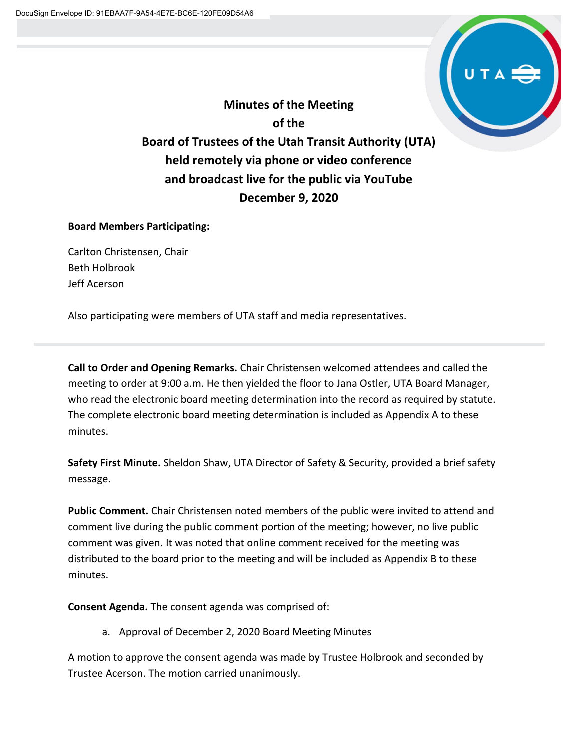DocuSign Envelope ID: 91EBAA7F-9A54-4E7E-BC6E-120FE09D54A6

# Minutes of the Meeting of the Board of Trustees of the Utah Transit Authority (UTA) held remotely via phone or video conference and broadcast live for the public via YouTube December 9, 2020

**Board Members Participating:**

Carlton Christensen, Chair
Beth Holbrook
Jeff Acerson

Also participating were members of UTA staff and media representatives.

---

**Call to Order and Opening Remarks.** Chair Christensen welcomed attendees and called the meeting to order at 9:00 a.m. He then yielded the floor to Jana Ostler, UTA Board Manager, who read the electronic board meeting determination into the record as required by statute. The complete electronic board meeting determination is included as Appendix A to these minutes.

**Safety First Minute.** Sheldon Shaw, UTA Director of Safety & Security, provided a brief safety message.

**Public Comment.** Chair Christensen noted members of the public were invited to attend and comment live during the public comment portion of the meeting; however, no live public comment was given. It was noted that online comment received for the meeting was distributed to the board prior to the meeting and will be included as Appendix B to these minutes.

**Consent Agenda.** The consent agenda was comprised of:

a. Approval of December 2, 2020 Board Meeting Minutes

A motion to approve the consent agenda was made by Trustee Holbrook and seconded by Trustee Acerson. The motion carried unanimously.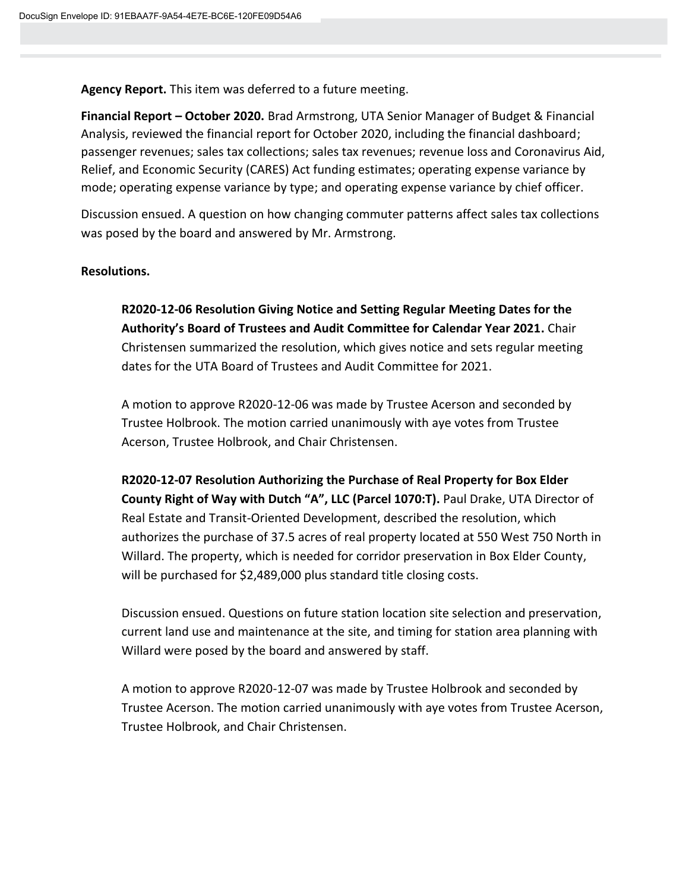**Agency Report.** This item was deferred to a future meeting.

**Financial Report – October 2020.** Brad Armstrong, UTA Senior Manager of Budget & Financial Analysis, reviewed the financial report for October 2020, including the financial dashboard; passenger revenues; sales tax collections; sales tax revenues; revenue loss and Coronavirus Aid, Relief, and Economic Security (CARES) Act funding estimates; operating expense variance by mode; operating expense variance by type; and operating expense variance by chief officer.

Discussion ensued. A question on how changing commuter patterns affect sales tax collections was posed by the board and answered by Mr. Armstrong.

**Resolutions.**

**R2020-12-06 Resolution Giving Notice and Setting Regular Meeting Dates for the Authority's Board of Trustees and Audit Committee for Calendar Year 2021.** Chair Christensen summarized the resolution, which gives notice and sets regular meeting dates for the UTA Board of Trustees and Audit Committee for 2021.

A motion to approve R2020-12-06 was made by Trustee Acerson and seconded by Trustee Holbrook. The motion carried unanimously with aye votes from Trustee Acerson, Trustee Holbrook, and Chair Christensen.

**R2020-12-07 Resolution Authorizing the Purchase of Real Property for Box Elder County Right of Way with Dutch "A", LLC (Parcel 1070:T).** Paul Drake, UTA Director of Real Estate and Transit-Oriented Development, described the resolution, which authorizes the purchase of 37.5 acres of real property located at 550 West 750 North in Willard. The property, which is needed for corridor preservation in Box Elder County, will be purchased for $2,489,000 plus standard title closing costs.

Discussion ensued. Questions on future station location site selection and preservation, current land use and maintenance at the site, and timing for station area planning with Willard were posed by the board and answered by staff.

A motion to approve R2020-12-07 was made by Trustee Holbrook and seconded by Trustee Acerson. The motion carried unanimously with aye votes from Trustee Acerson, Trustee Holbrook, and Chair Christensen.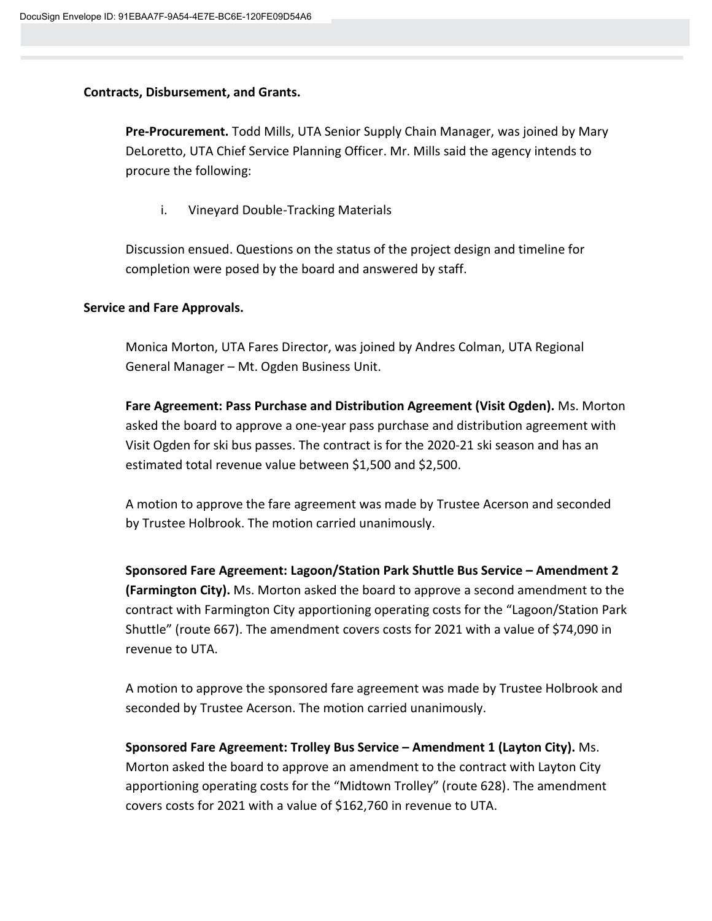**Contracts, Disbursement, and Grants.**

**Pre-Procurement.** Todd Mills, UTA Senior Supply Chain Manager, was joined by Mary DeLoretto, UTA Chief Service Planning Officer. Mr. Mills said the agency intends to procure the following:

i. Vineyard Double-Tracking Materials

Discussion ensued. Questions on the status of the project design and timeline for completion were posed by the board and answered by staff.

**Service and Fare Approvals.**

Monica Morton, UTA Fares Director, was joined by Andres Colman, UTA Regional General Manager – Mt. Ogden Business Unit.

**Fare Agreement: Pass Purchase and Distribution Agreement (Visit Ogden).** Ms. Morton asked the board to approve a one-year pass purchase and distribution agreement with Visit Ogden for ski bus passes. The contract is for the 2020-21 ski season and has an estimated total revenue value between $1,500 and $2,500.

A motion to approve the fare agreement was made by Trustee Acerson and seconded by Trustee Holbrook. The motion carried unanimously.

**Sponsored Fare Agreement: Lagoon/Station Park Shuttle Bus Service – Amendment 2 (Farmington City).** Ms. Morton asked the board to approve a second amendment to the contract with Farmington City apportioning operating costs for the "Lagoon/Station Park Shuttle" (route 667). The amendment covers costs for 2021 with a value of $74,090 in revenue to UTA.

A motion to approve the sponsored fare agreement was made by Trustee Holbrook and seconded by Trustee Acerson. The motion carried unanimously.

**Sponsored Fare Agreement: Trolley Bus Service – Amendment 1 (Layton City).** Ms. Morton asked the board to approve an amendment to the contract with Layton City apportioning operating costs for the "Midtown Trolley" (route 628). The amendment covers costs for 2021 with a value of $162,760 in revenue to UTA.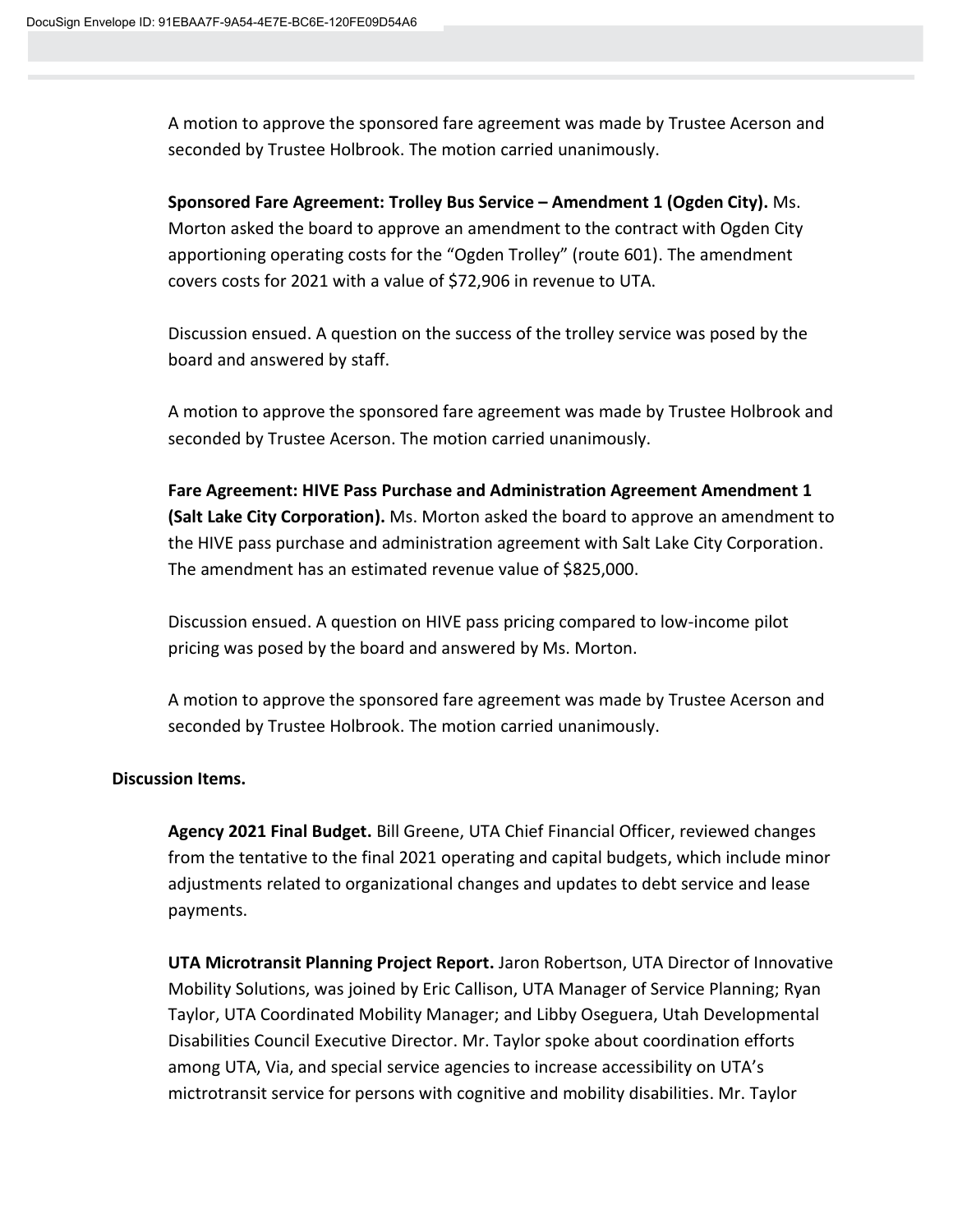A motion to approve the sponsored fare agreement was made by Trustee Acerson and seconded by Trustee Holbrook. The motion carried unanimously.

**Sponsored Fare Agreement: Trolley Bus Service – Amendment 1 (Ogden City).** Ms. Morton asked the board to approve an amendment to the contract with Ogden City apportioning operating costs for the "Ogden Trolley" (route 601). The amendment covers costs for 2021 with a value of $72,906 in revenue to UTA.

Discussion ensued. A question on the success of the trolley service was posed by the board and answered by staff.

A motion to approve the sponsored fare agreement was made by Trustee Holbrook and seconded by Trustee Acerson. The motion carried unanimously.

**Fare Agreement: HIVE Pass Purchase and Administration Agreement Amendment 1 (Salt Lake City Corporation).** Ms. Morton asked the board to approve an amendment to the HIVE pass purchase and administration agreement with Salt Lake City Corporation. The amendment has an estimated revenue value of $825,000.

Discussion ensued. A question on HIVE pass pricing compared to low-income pilot pricing was posed by the board and answered by Ms. Morton.

A motion to approve the sponsored fare agreement was made by Trustee Acerson and seconded by Trustee Holbrook. The motion carried unanimously.

**Discussion Items.**

**Agency 2021 Final Budget.** Bill Greene, UTA Chief Financial Officer, reviewed changes from the tentative to the final 2021 operating and capital budgets, which include minor adjustments related to organizational changes and updates to debt service and lease payments.

**UTA Microtransit Planning Project Report.** Jaron Robertson, UTA Director of Innovative Mobility Solutions, was joined by Eric Callison, UTA Manager of Service Planning; Ryan Taylor, UTA Coordinated Mobility Manager; and Libby Oseguera, Utah Developmental Disabilities Council Executive Director. Mr. Taylor spoke about coordination efforts among UTA, Via, and special service agencies to increase accessibility on UTA's mictrotransit service for persons with cognitive and mobility disabilities. Mr. Taylor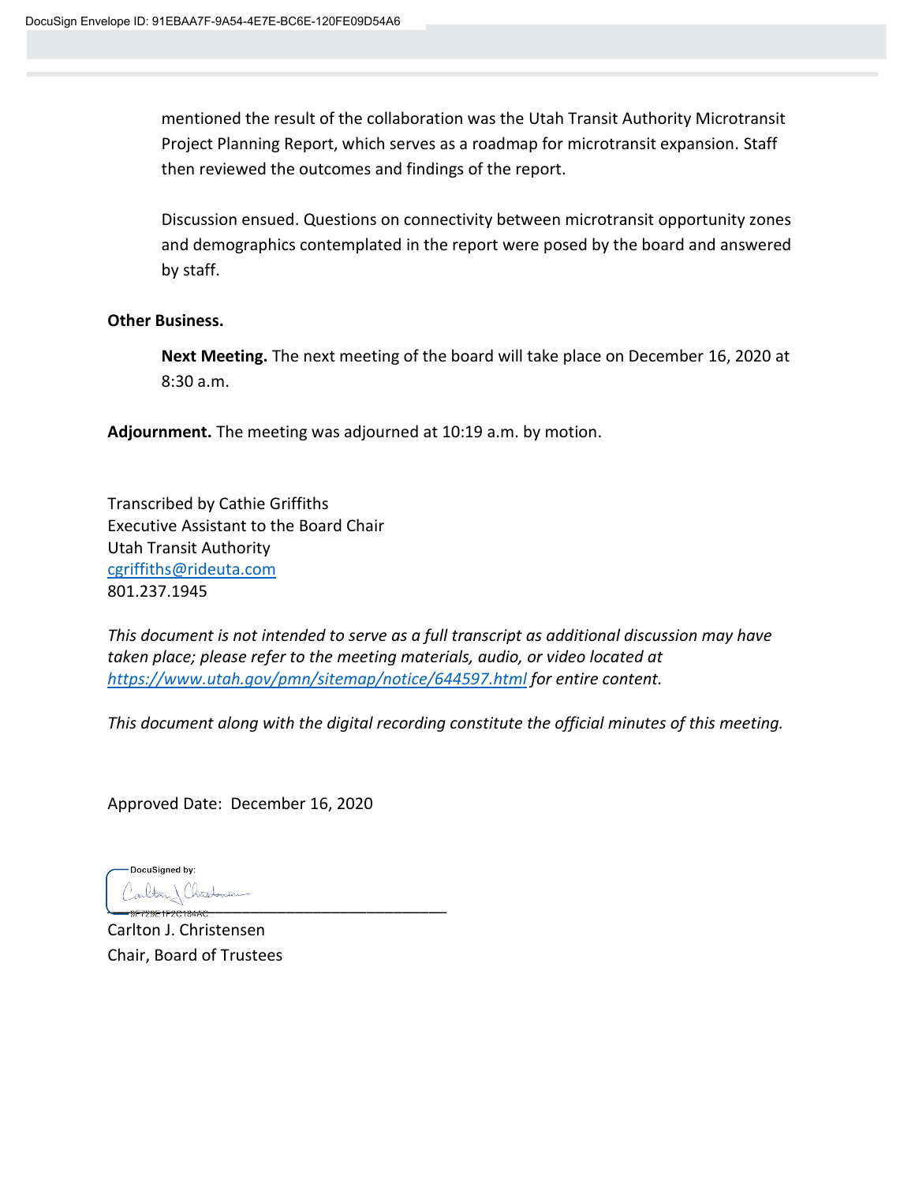mentioned the result of the collaboration was the Utah Transit Authority Microtransit Project Planning Report, which serves as a roadmap for microtransit expansion. Staff then reviewed the outcomes and findings of the report.

Discussion ensued. Questions on connectivity between microtransit opportunity zones and demographics contemplated in the report were posed by the board and answered by staff.

**Other Business.**

**Next Meeting.** The next meeting of the board will take place on December 16, 2020 at 8:30 a.m.

**Adjournment.** The meeting was adjourned at 10:19 a.m. by motion.

Transcribed by Cathie Griffiths
Executive Assistant to the Board Chair
Utah Transit Authority
cgriffiths@rideuta.com
801.237.1945

*This document is not intended to serve as a full transcript as additional discussion may have taken place; please refer to the meeting materials, audio, or video located at https://www.utah.gov/pmn/sitemap/notice/644597.html for entire content.*

*This document along with the digital recording constitute the official minutes of this meeting.*

Approved Date: December 16, 2020

DocuSigned by:

8F729E1F2C184AC

Carlton J. Christensen
Chair, Board of Trustees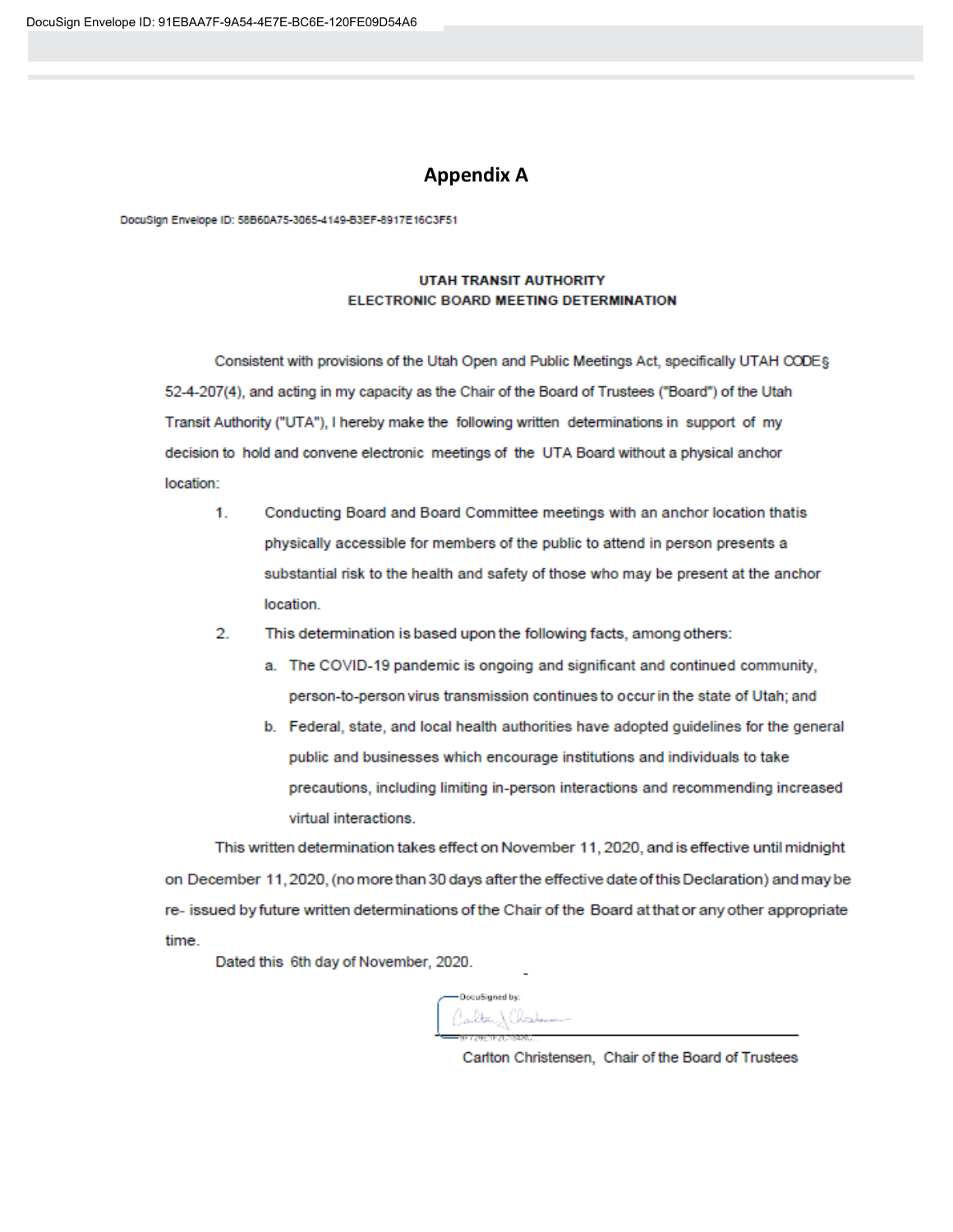DocuSign Envelope ID: 91EBAA7F-9A54-4E7E-BC6E-120FE09D54A6

# Appendix A

DocuSign Envelope ID: 58B60A75-3065-4149-B3EF-8917E16C3F51

**UTAH TRANSIT AUTHORITY**
**ELECTRONIC BOARD MEETING DETERMINATION**

Consistent with provisions of the Utah Open and Public Meetings Act, specifically UTAH CODE§ 52-4-207(4), and acting in my capacity as the Chair of the Board of Trustees ("Board") of the Utah Transit Authority ("UTA"), I hereby make the following written determinations in support of my decision to hold and convene electronic meetings of the UTA Board without a physical anchor location:

1. Conducting Board and Board Committee meetings with an anchor location thatis physically accessible for members of the public to attend in person presents a substantial risk to the health and safety of those who may be present at the anchor location.
2. This determination is based upon the following facts, among others:
   a. The COVID-19 pandemic is ongoing and significant and continued community, person-to-person virus transmission continues to occur in the state of Utah; and
   b. Federal, state, and local health authorities have adopted guidelines for the general public and businesses which encourage institutions and individuals to take precautions, including limiting in-person interactions and recommending increased virtual interactions.

This written determination takes effect on November 11, 2020, and is effective until midnight on December 11, 2020, (no more than 30 days after the effective date of this Declaration) and may be re- issued by future written determinations of the Chair of the Board at that or any other appropriate time.

Dated this 6th day of November, 2020.

DocuSigned by:

Carlton Christensen, Chair of the Board of Trustees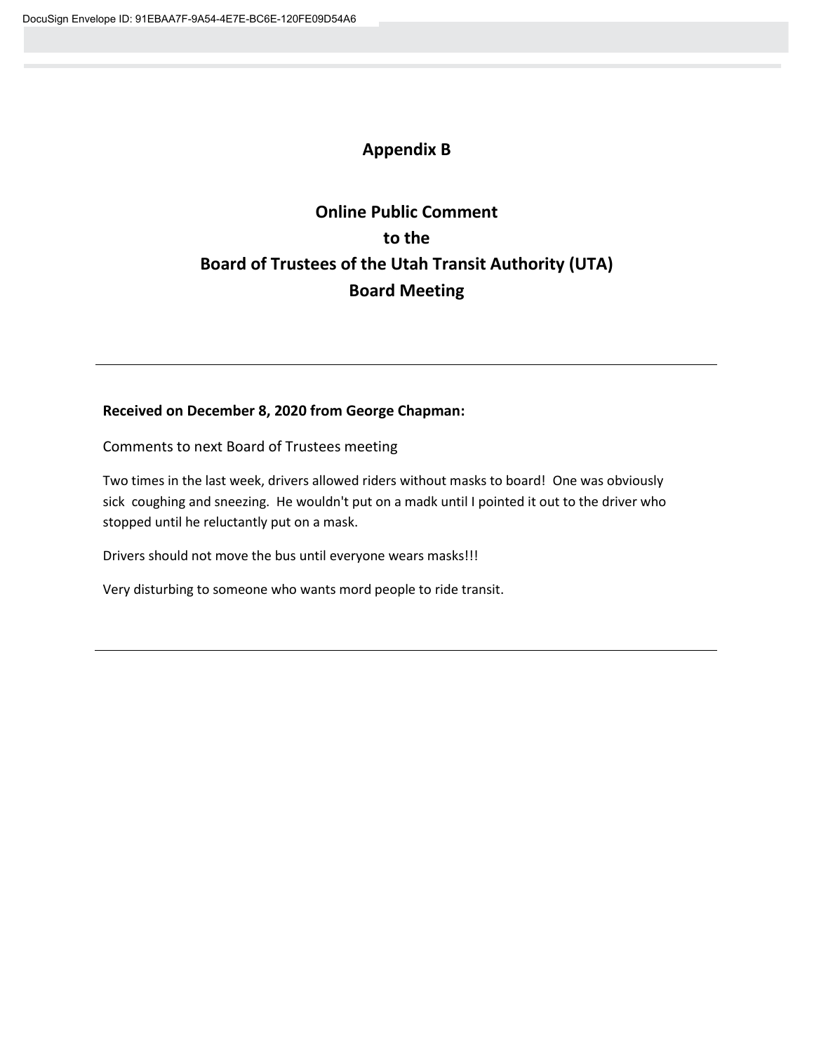# Appendix B

## Online Public Comment
## to the
## Board of Trustees of the Utah Transit Authority (UTA)
## Board Meeting

---

**Received on December 8, 2020 from George Chapman:**

Comments to next Board of Trustees meeting

Two times in the last week, drivers allowed riders without masks to board! One was obviously sick coughing and sneezing. He wouldn't put on a madk until I pointed it out to the driver who stopped until he reluctantly put on a mask.

Drivers should not move the bus until everyone wears masks!!!

Very disturbing to someone who wants mord people to ride transit.

---